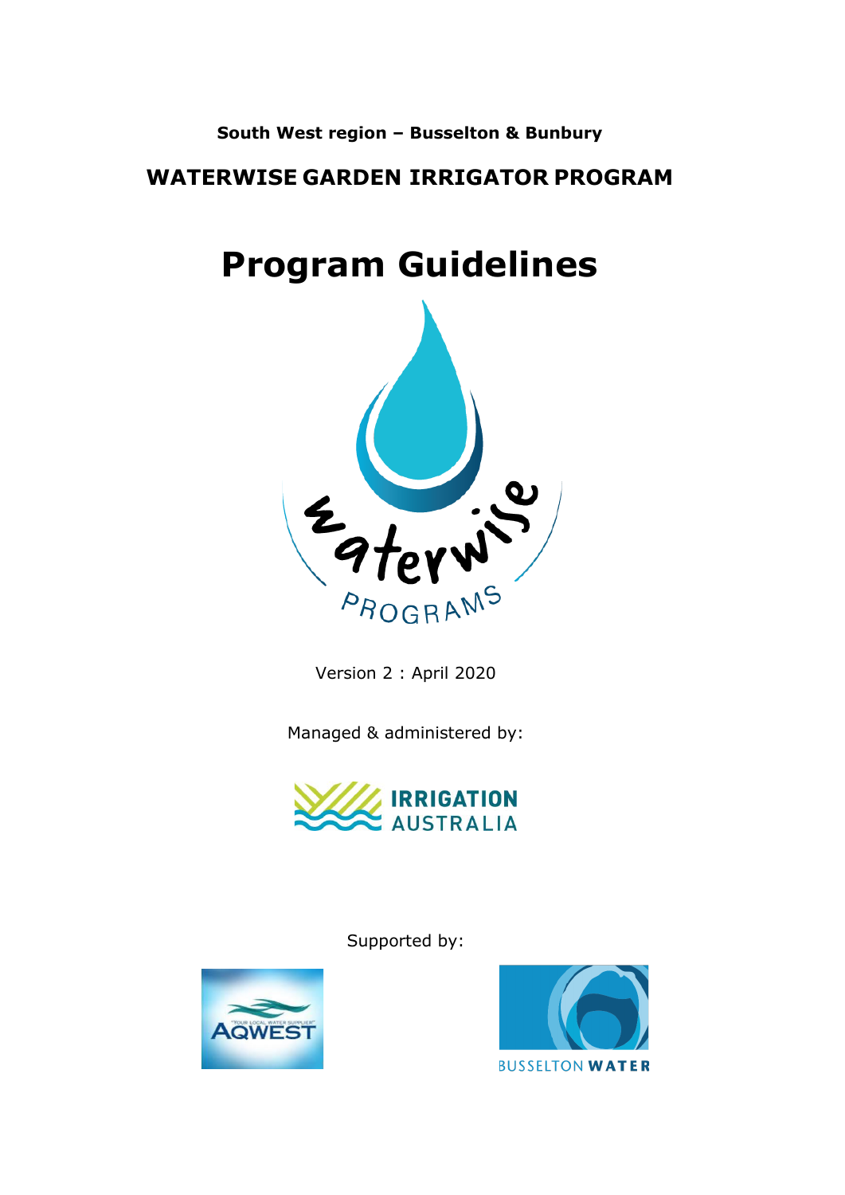**South West region – Busselton & Bunbury**

**WATERWISE GARDEN IRRIGATOR PROGRAM**

# Program Guidelines

Version 2 : April 2020

Managed & administered by:

Supported by: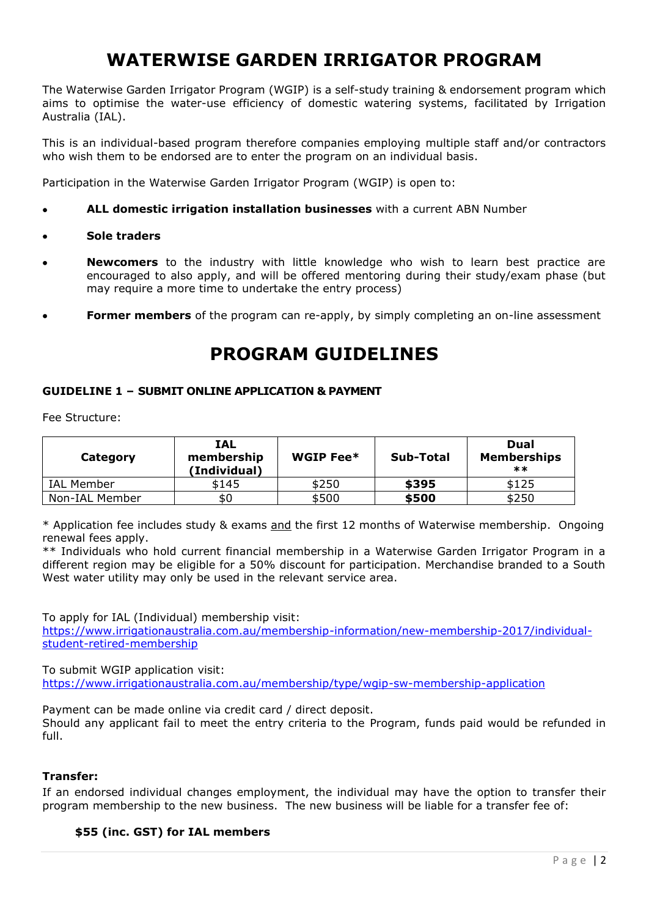# WATERWISE GARDEN IRRIGATOR PROGRAM

The Waterwise Garden Irrigator Program (WGIP) is a self-study training & endorsement program which aims to optimise the water-use efficiency of domestic watering systems, facilitated by Irrigation Australia (IAL).

This is an individual-based program therefore companies employing multiple staff and/or contractors who wish them to be endorsed are to enter the program on an individual basis.

Participation in the Waterwise Garden Irrigator Program (WGIP) is open to:

- **ALL domestic irrigation installation businesses** with a current ABN Number
- **Sole traders**
- **Newcomers** to the industry with little knowledge who wish to learn best practice are encouraged to also apply, and will be offered mentoring during their study/exam phase (but may require a more time to undertake the entry process)
- **Former members** of the program can re-apply, by simply completing an on-line assessment

# PROGRAM GUIDELINES

### GUIDELINE 1 – SUBMIT ONLINE APPLICATION & PAYMENT

Fee Structure:

| Category | IAL membership (Individual) | WGIP Fee* | Sub-Total | Dual Memberships ** |
|---|---|---|---|---|
| IAL Member | $145 | $250 | **$395** | $125 |
| Non-IAL Member | $0 | $500 | **$500** | $250 |

* Application fee includes study & exams and the first 12 months of Waterwise membership. Ongoing renewal fees apply.
** Individuals who hold current financial membership in a Waterwise Garden Irrigator Program in a different region may be eligible for a 50% discount for participation. Merchandise branded to a South West water utility may only be used in the relevant service area.

To apply for IAL (Individual) membership visit:
https://www.irrigationaustralia.com.au/membership-information/new-membership-2017/individual-student-retired-membership

To submit WGIP application visit:
https://www.irrigationaustralia.com.au/membership/type/wgip-sw-membership-application

Payment can be made online via credit card / direct deposit.
Should any applicant fail to meet the entry criteria to the Program, funds paid would be refunded in full.

**Transfer:**
If an endorsed individual changes employment, the individual may have the option to transfer their program membership to the new business. The new business will be liable for a transfer fee of:

**$55 (inc. GST) for IAL members**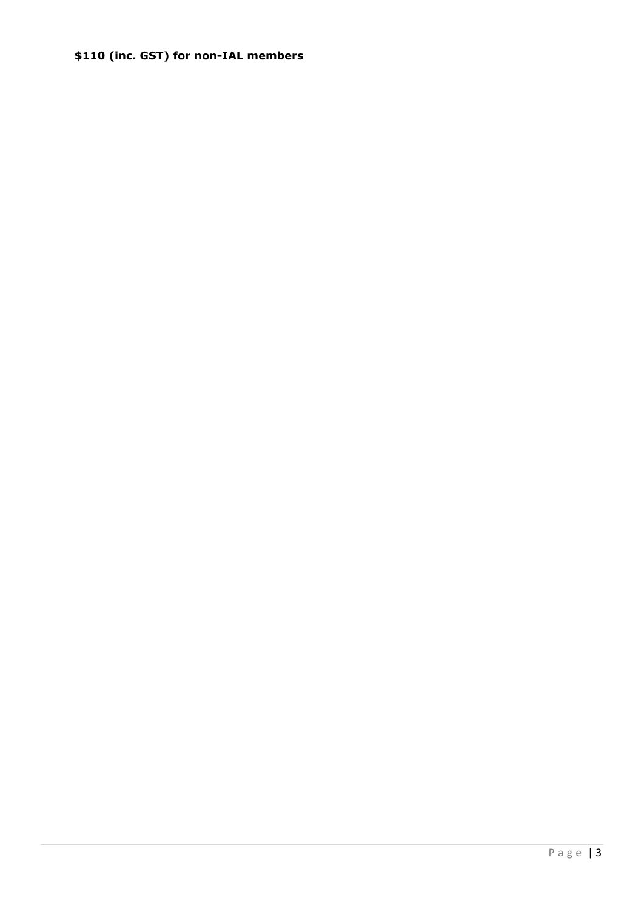**$110 (inc. GST) for non-IAL members**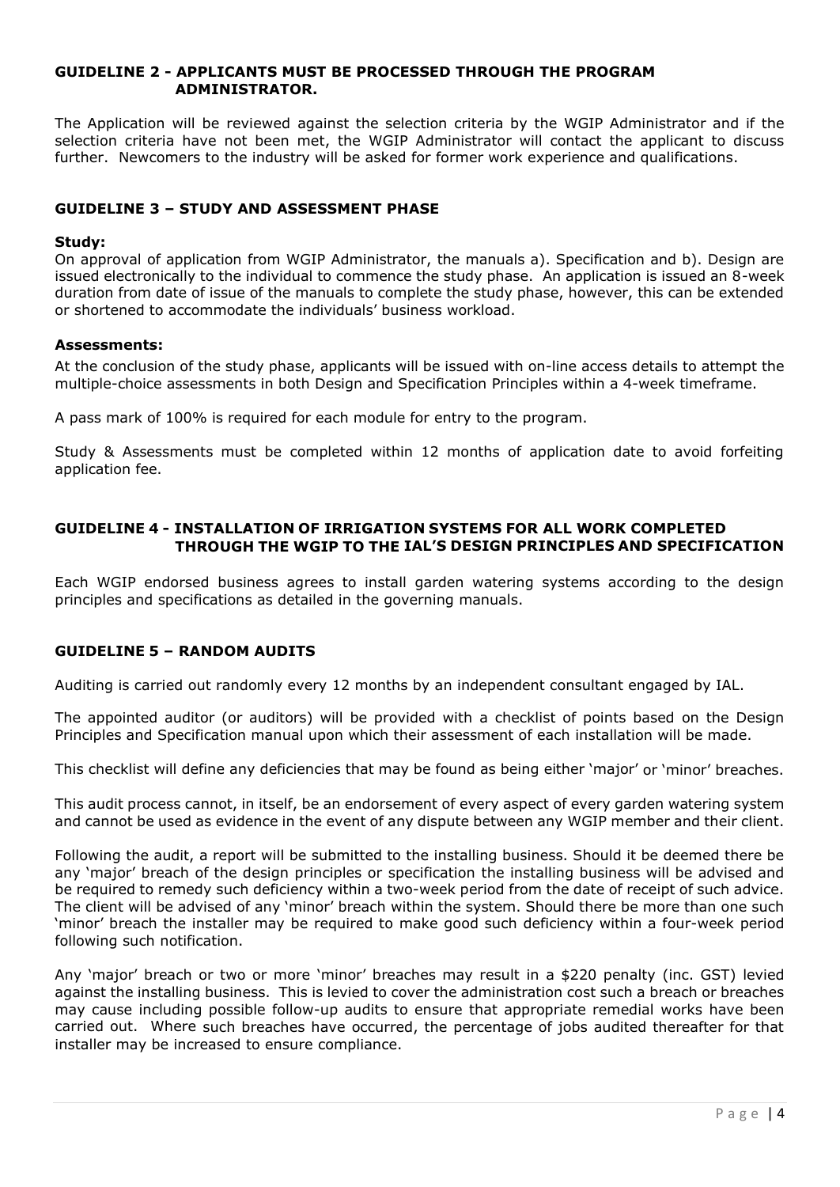## GUIDELINE 2 - APPLICANTS MUST BE PROCESSED THROUGH THE PROGRAM ADMINISTRATOR.

The Application will be reviewed against the selection criteria by the WGIP Administrator and if the selection criteria have not been met, the WGIP Administrator will contact the applicant to discuss further. Newcomers to the industry will be asked for former work experience and qualifications.

## GUIDELINE 3 – STUDY AND ASSESSMENT PHASE

**Study:**

On approval of application from WGIP Administrator, the manuals a). Specification and b). Design are issued electronically to the individual to commence the study phase. An application is issued an 8-week duration from date of issue of the manuals to complete the study phase, however, this can be extended or shortened to accommodate the individuals' business workload.

**Assessments:**

At the conclusion of the study phase, applicants will be issued with on-line access details to attempt the multiple-choice assessments in both Design and Specification Principles within a 4-week timeframe.

A pass mark of 100% is required for each module for entry to the program.

Study & Assessments must be completed within 12 months of application date to avoid forfeiting application fee.

## GUIDELINE 4 - INSTALLATION OF IRRIGATION SYSTEMS FOR ALL WORK COMPLETED THROUGH THE WGIP TO THE IAL'S DESIGN PRINCIPLES AND SPECIFICATION

Each WGIP endorsed business agrees to install garden watering systems according to the design principles and specifications as detailed in the governing manuals.

## GUIDELINE 5 – RANDOM AUDITS

Auditing is carried out randomly every 12 months by an independent consultant engaged by IAL.

The appointed auditor (or auditors) will be provided with a checklist of points based on the Design Principles and Specification manual upon which their assessment of each installation will be made.

This checklist will define any deficiencies that may be found as being either 'major' or 'minor' breaches.

This audit process cannot, in itself, be an endorsement of every aspect of every garden watering system and cannot be used as evidence in the event of any dispute between any WGIP member and their client.

Following the audit, a report will be submitted to the installing business. Should it be deemed there be any 'major' breach of the design principles or specification the installing business will be advised and be required to remedy such deficiency within a two-week period from the date of receipt of such advice. The client will be advised of any 'minor' breach within the system. Should there be more than one such 'minor' breach the installer may be required to make good such deficiency within a four-week period following such notification.

Any 'major' breach or two or more 'minor' breaches may result in a $220 penalty (inc. GST) levied against the installing business. This is levied to cover the administration cost such a breach or breaches may cause including possible follow-up audits to ensure that appropriate remedial works have been carried out. Where such breaches have occurred, the percentage of jobs audited thereafter for that installer may be increased to ensure compliance.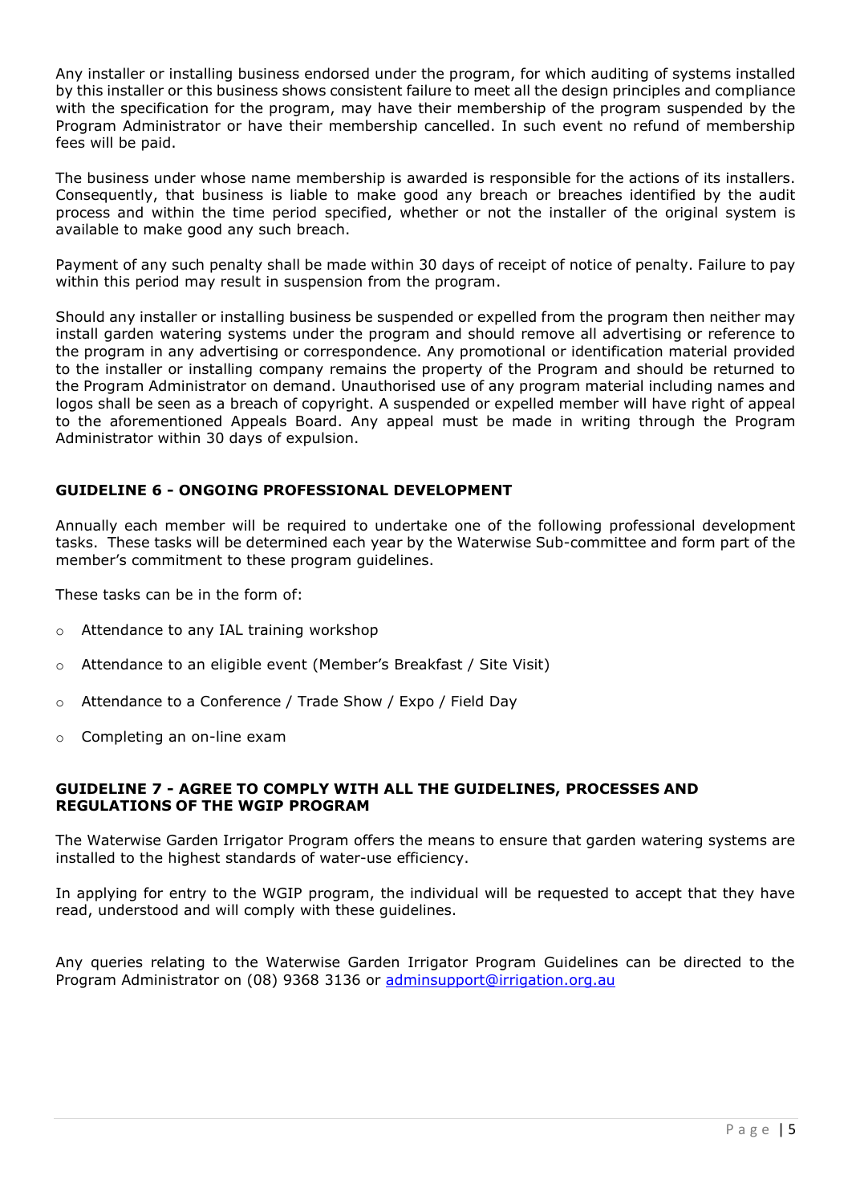Any installer or installing business endorsed under the program, for which auditing of systems installed by this installer or this business shows consistent failure to meet all the design principles and compliance with the specification for the program, may have their membership of the program suspended by the Program Administrator or have their membership cancelled. In such event no refund of membership fees will be paid.

The business under whose name membership is awarded is responsible for the actions of its installers. Consequently, that business is liable to make good any breach or breaches identified by the audit process and within the time period specified, whether or not the installer of the original system is available to make good any such breach.

Payment of any such penalty shall be made within 30 days of receipt of notice of penalty. Failure to pay within this period may result in suspension from the program.

Should any installer or installing business be suspended or expelled from the program then neither may install garden watering systems under the program and should remove all advertising or reference to the program in any advertising or correspondence. Any promotional or identification material provided to the installer or installing company remains the property of the Program and should be returned to the Program Administrator on demand. Unauthorised use of any program material including names and logos shall be seen as a breach of copyright. A suspended or expelled member will have right of appeal to the aforementioned Appeals Board. Any appeal must be made in writing through the Program Administrator within 30 days of expulsion.

## GUIDELINE 6 - ONGOING PROFESSIONAL DEVELOPMENT

Annually each member will be required to undertake one of the following professional development tasks. These tasks will be determined each year by the Waterwise Sub-committee and form part of the member's commitment to these program guidelines.

These tasks can be in the form of:

- Attendance to any IAL training workshop
- Attendance to an eligible event (Member's Breakfast / Site Visit)
- Attendance to a Conference / Trade Show / Expo / Field Day
- Completing an on-line exam

## GUIDELINE 7 - AGREE TO COMPLY WITH ALL THE GUIDELINES, PROCESSES AND REGULATIONS OF THE WGIP PROGRAM

The Waterwise Garden Irrigator Program offers the means to ensure that garden watering systems are installed to the highest standards of water-use efficiency.

In applying for entry to the WGIP program, the individual will be requested to accept that they have read, understood and will comply with these guidelines.

Any queries relating to the Waterwise Garden Irrigator Program Guidelines can be directed to the Program Administrator on (08) 9368 3136 or [adminsupport@irrigation.org.au](mailto:adminsupport@irrigation.org.au)